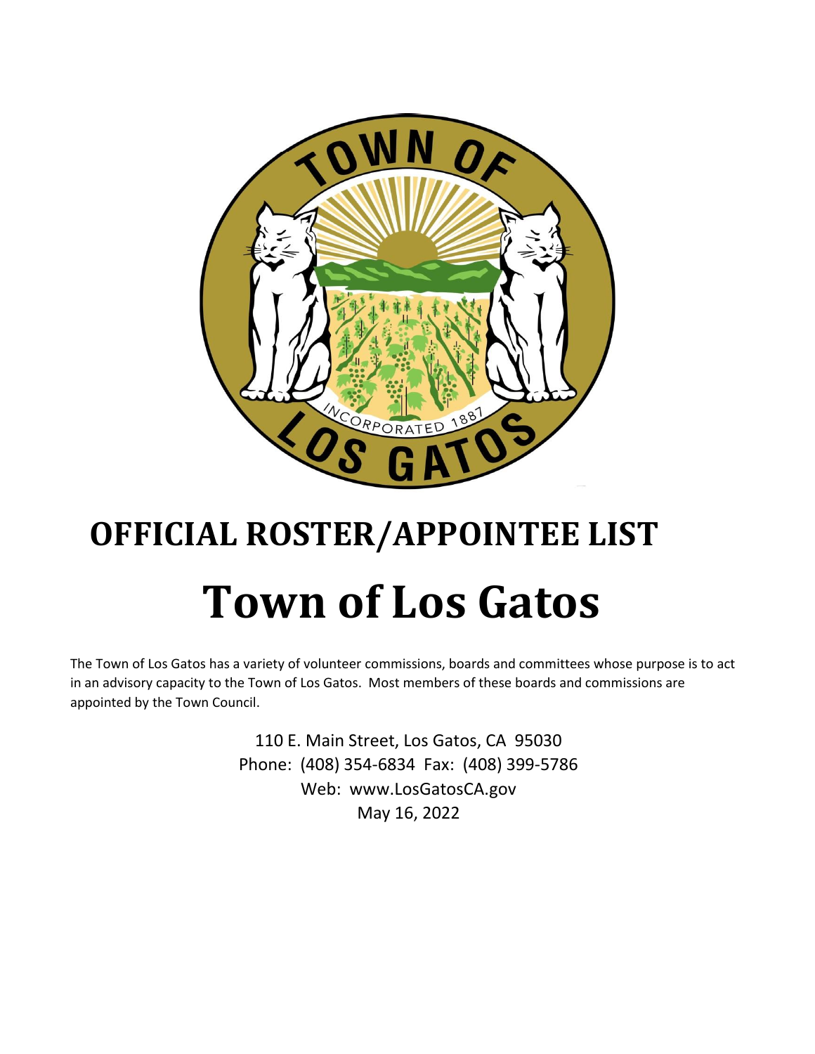# OFFICIAL ROSTER/APPOINTEE LIST

# Town of Los Gatos

The Town of Los Gatos has a variety of volunteer commissions, boards and committees whose purpose is to act in an advisory capacity to the Town of Los Gatos. Most members of these boards and commissions are appointed by the Town Council.

110 E. Main Street, Los Gatos, CA 95030
Phone: (408) 354-6834 Fax: (408) 399-5786
Web: www.LosGatosCA.gov
May 16, 2022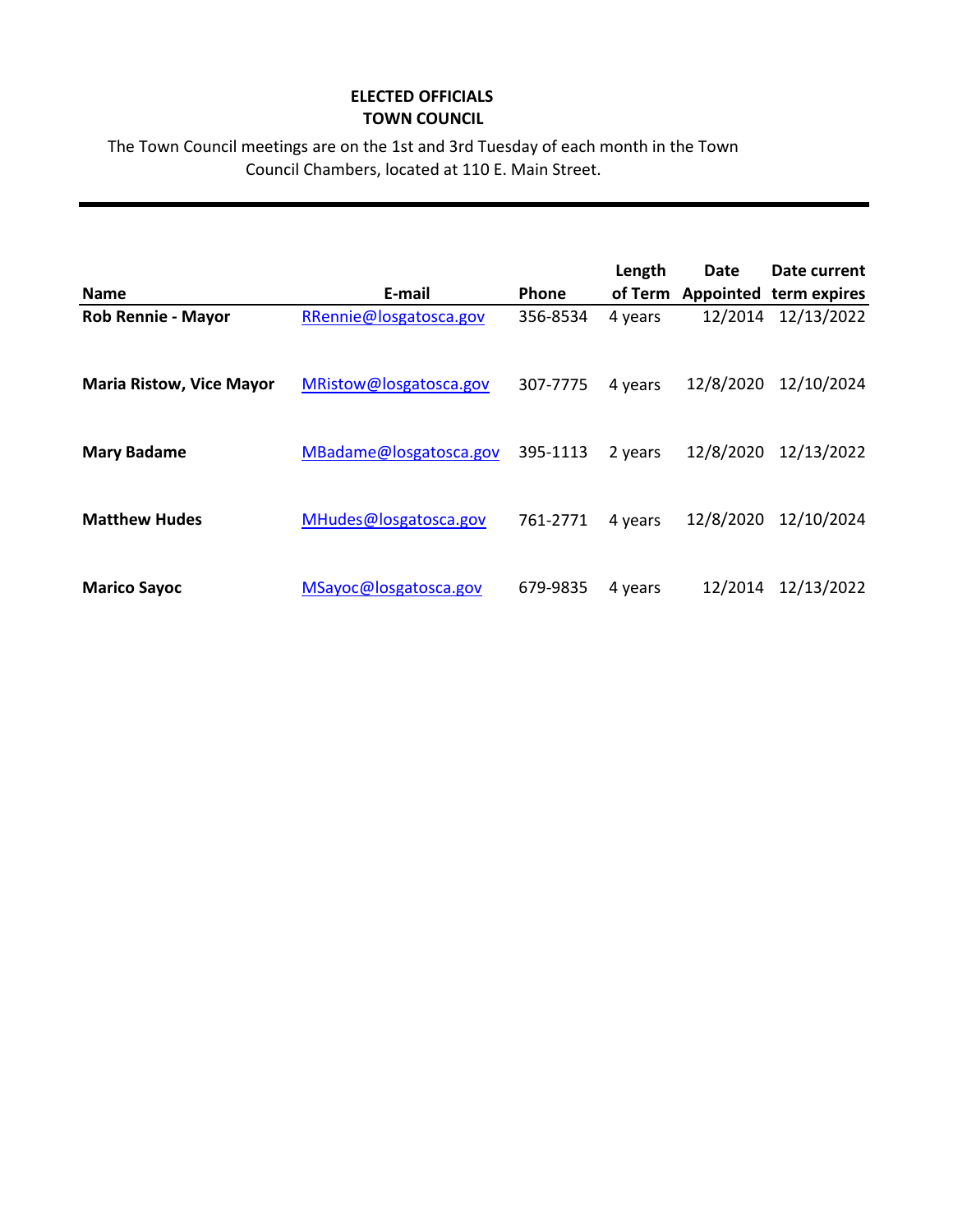# ELECTED OFFICIALS
## TOWN COUNCIL

The Town Council meetings are on the 1st and 3rd Tuesday of each month in the Town Council Chambers, located at 110 E. Main Street.

| Name | E-mail | Phone | Length of Term | Date Appointed | Date current term expires |
|---|---|---|---|---|---|
| **Rob Rennie - Mayor** | RRennie@losgatosca.gov | 356-8534 | 4 years | 12/2014 | 12/13/2022 |
| **Maria Ristow, Vice Mayor** | MRistow@losgatosca.gov | 307-7775 | 4 years | 12/8/2020 | 12/10/2024 |
| **Mary Badame** | MBadame@losgatosca.gov | 395-1113 | 2 years | 12/8/2020 | 12/13/2022 |
| **Matthew Hudes** | MHudes@losgatosca.gov | 761-2771 | 4 years | 12/8/2020 | 12/10/2024 |
| **Marico Sayoc** | MSayoc@losgatosca.gov | 679-9835 | 4 years | 12/2014 | 12/13/2022 |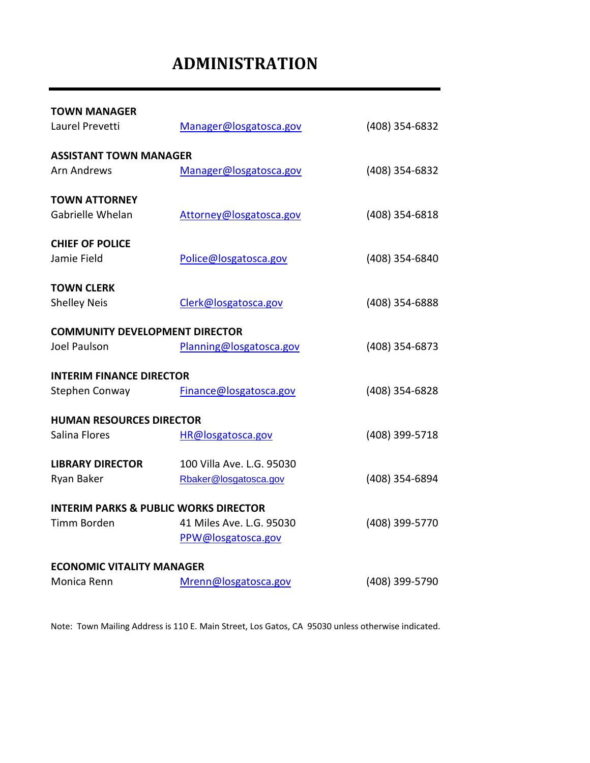# ADMINISTRATION

**TOWN MANAGER**
Laurel Prevetti | Manager@losgatosca.gov | (408) 354-6832

**ASSISTANT TOWN MANAGER**
Arn Andrews | Manager@losgatosca.gov | (408) 354-6832

**TOWN ATTORNEY**
Gabrielle Whelan | Attorney@losgatosca.gov | (408) 354-6818

**CHIEF OF POLICE**
Jamie Field | Police@losgatosca.gov | (408) 354-6840

**TOWN CLERK**
Shelley Neis | Clerk@losgatosca.gov | (408) 354-6888

**COMMUNITY DEVELOPMENT DIRECTOR**
Joel Paulson | Planning@losgatosca.gov | (408) 354-6873

**INTERIM FINANCE DIRECTOR**
Stephen Conway | Finance@losgatosca.gov | (408) 354-6828

**HUMAN RESOURCES DIRECTOR**
Salina Flores | HR@losgatosca.gov | (408) 399-5718

**LIBRARY DIRECTOR** | 100 Villa Ave. L.G. 95030
Ryan Baker | Rbaker@losgatosca.gov | (408) 354-6894

**INTERIM PARKS & PUBLIC WORKS DIRECTOR**
Timm Borden | 41 Miles Ave. L.G. 95030 | (408) 399-5770
PPW@losgatosca.gov

**ECONOMIC VITALITY MANAGER**
Monica Renn | Mrenn@losgatosca.gov | (408) 399-5790

Note: Town Mailing Address is 110 E. Main Street, Los Gatos, CA 95030 unless otherwise indicated.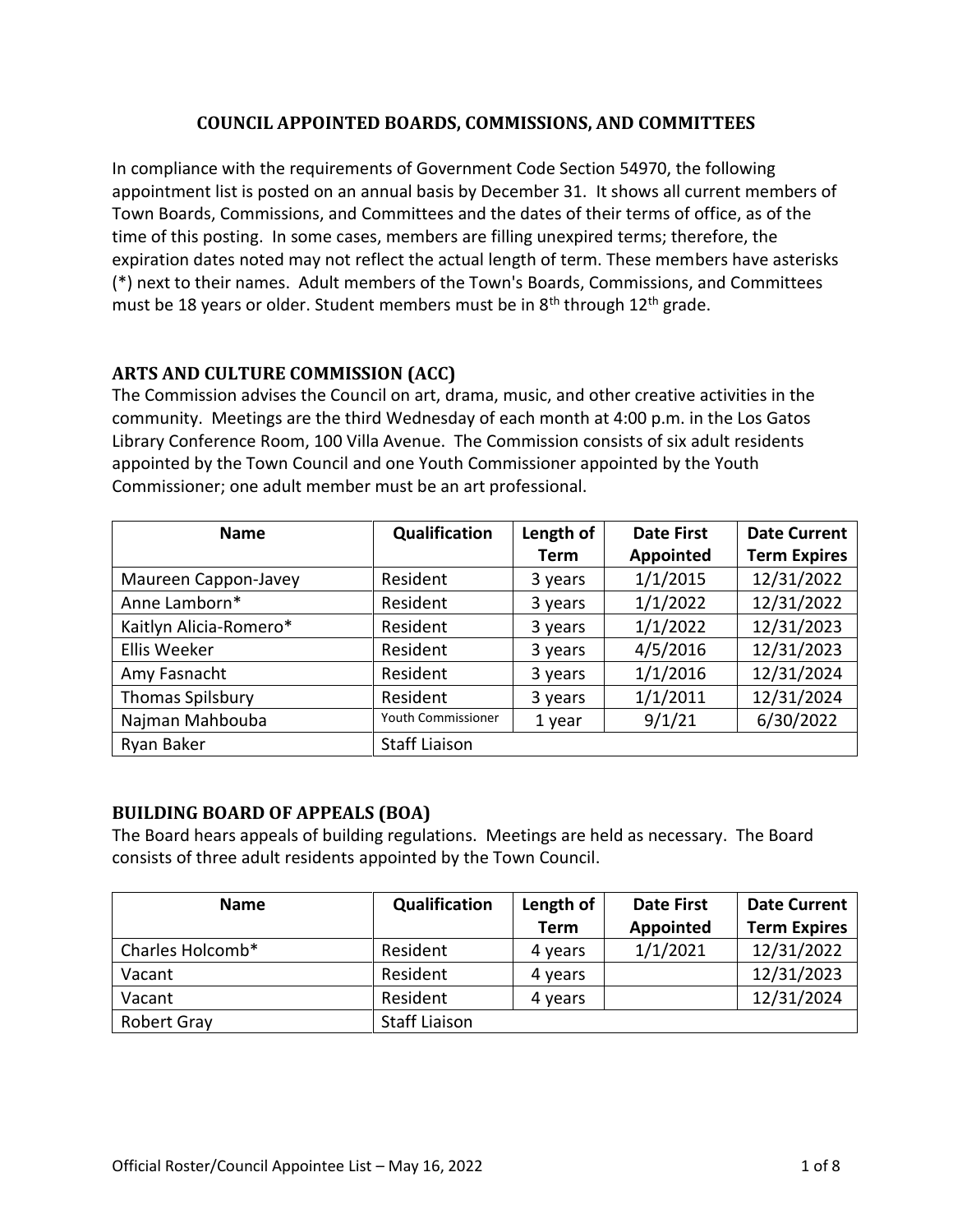# COUNCIL APPOINTED BOARDS, COMMISSIONS, AND COMMITTEES

In compliance with the requirements of Government Code Section 54970, the following appointment list is posted on an annual basis by December 31. It shows all current members of Town Boards, Commissions, and Committees and the dates of their terms of office, as of the time of this posting. In some cases, members are filling unexpired terms; therefore, the expiration dates noted may not reflect the actual length of term. These members have asterisks (*) next to their names. Adult members of the Town's Boards, Commissions, and Committees must be 18 years or older. Student members must be in 8th through 12th grade.

## ARTS AND CULTURE COMMISSION (ACC)

The Commission advises the Council on art, drama, music, and other creative activities in the community. Meetings are the third Wednesday of each month at 4:00 p.m. in the Los Gatos Library Conference Room, 100 Villa Avenue. The Commission consists of six adult residents appointed by the Town Council and one Youth Commissioner appointed by the Youth Commissioner; one adult member must be an art professional.

| Name | Qualification | Length of Term | Date First Appointed | Date Current Term Expires |
|---|---|---|---|---|
| Maureen Cappon-Javey | Resident | 3 years | 1/1/2015 | 12/31/2022 |
| Anne Lamborn* | Resident | 3 years | 1/1/2022 | 12/31/2022 |
| Kaitlyn Alicia-Romero* | Resident | 3 years | 1/1/2022 | 12/31/2023 |
| Ellis Weeker | Resident | 3 years | 4/5/2016 | 12/31/2023 |
| Amy Fasnacht | Resident | 3 years | 1/1/2016 | 12/31/2024 |
| Thomas Spilsbury | Resident | 3 years | 1/1/2011 | 12/31/2024 |
| Najman Mahbouba | Youth Commissioner | 1 year | 9/1/21 | 6/30/2022 |
| Ryan Baker | Staff Liaison | | | |

## BUILDING BOARD OF APPEALS (BOA)

The Board hears appeals of building regulations. Meetings are held as necessary. The Board consists of three adult residents appointed by the Town Council.

| Name | Qualification | Length of Term | Date First Appointed | Date Current Term Expires |
|---|---|---|---|---|
| Charles Holcomb* | Resident | 4 years | 1/1/2021 | 12/31/2022 |
| Vacant | Resident | 4 years | | 12/31/2023 |
| Vacant | Resident | 4 years | | 12/31/2024 |
| Robert Gray | Staff Liaison | | | |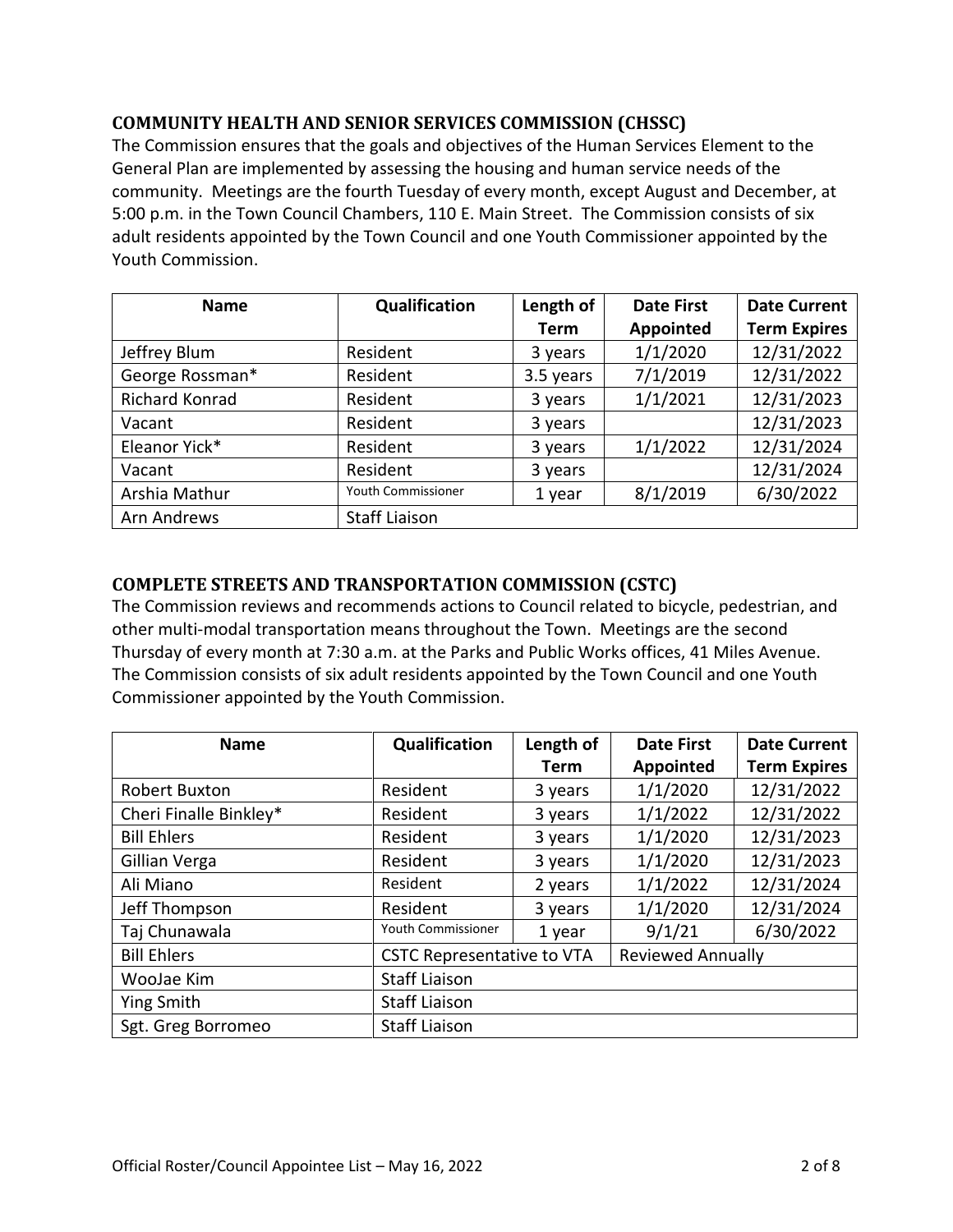### COMMUNITY HEALTH AND SENIOR SERVICES COMMISSION (CHSSC)

The Commission ensures that the goals and objectives of the Human Services Element to the General Plan are implemented by assessing the housing and human service needs of the community. Meetings are the fourth Tuesday of every month, except August and December, at 5:00 p.m. in the Town Council Chambers, 110 E. Main Street. The Commission consists of six adult residents appointed by the Town Council and one Youth Commissioner appointed by the Youth Commission.

| Name | Qualification | Length of Term | Date First Appointed | Date Current Term Expires |
|---|---|---|---|---|
| Jeffrey Blum | Resident | 3 years | 1/1/2020 | 12/31/2022 |
| George Rossman* | Resident | 3.5 years | 7/1/2019 | 12/31/2022 |
| Richard Konrad | Resident | 3 years | 1/1/2021 | 12/31/2023 |
| Vacant | Resident | 3 years | | 12/31/2023 |
| Eleanor Yick* | Resident | 3 years | 1/1/2022 | 12/31/2024 |
| Vacant | Resident | 3 years | | 12/31/2024 |
| Arshia Mathur | Youth Commissioner | 1 year | 8/1/2019 | 6/30/2022 |
| Arn Andrews | Staff Liaison | | | |

### COMPLETE STREETS AND TRANSPORTATION COMMISSION (CSTC)

The Commission reviews and recommends actions to Council related to bicycle, pedestrian, and other multi-modal transportation means throughout the Town. Meetings are the second Thursday of every month at 7:30 a.m. at the Parks and Public Works offices, 41 Miles Avenue. The Commission consists of six adult residents appointed by the Town Council and one Youth Commissioner appointed by the Youth Commission.

| Name | Qualification | Length of Term | Date First Appointed | Date Current Term Expires |
|---|---|---|---|---|
| Robert Buxton | Resident | 3 years | 1/1/2020 | 12/31/2022 |
| Cheri Finalle Binkley* | Resident | 3 years | 1/1/2022 | 12/31/2022 |
| Bill Ehlers | Resident | 3 years | 1/1/2020 | 12/31/2023 |
| Gillian Verga | Resident | 3 years | 1/1/2020 | 12/31/2023 |
| Ali Miano | Resident | 2 years | 1/1/2022 | 12/31/2024 |
| Jeff Thompson | Resident | 3 years | 1/1/2020 | 12/31/2024 |
| Taj Chunawala | Youth Commissioner | 1 year | 9/1/21 | 6/30/2022 |
| Bill Ehlers | CSTC Representative to VTA | | Reviewed Annually | |
| WooJae Kim | Staff Liaison | | | |
| Ying Smith | Staff Liaison | | | |
| Sgt. Greg Borromeo | Staff Liaison | | | |

Official Roster/Council Appointee List – May 16, 2022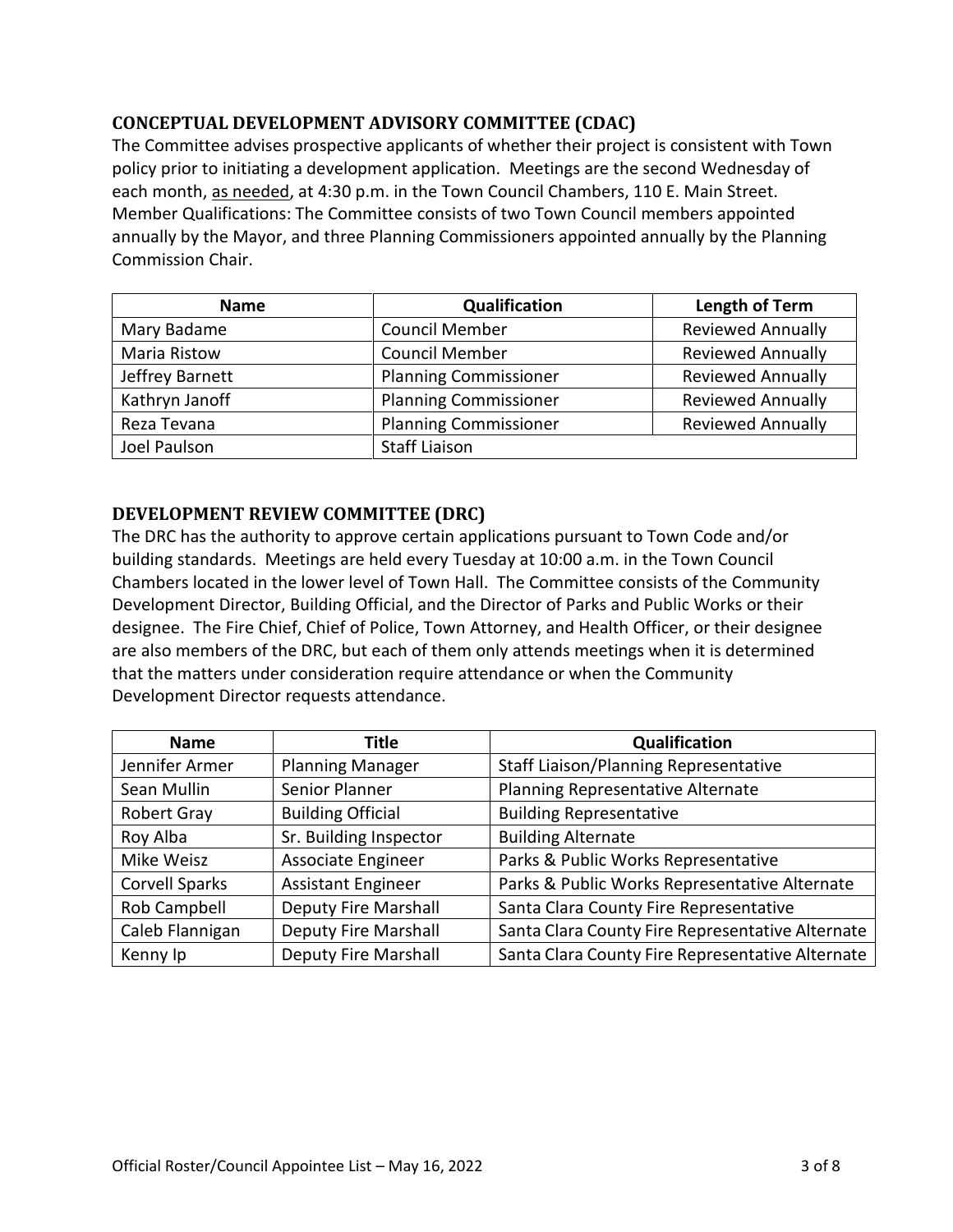## CONCEPTUAL DEVELOPMENT ADVISORY COMMITTEE (CDAC)

The Committee advises prospective applicants of whether their project is consistent with Town policy prior to initiating a development application. Meetings are the second Wednesday of each month, as needed, at 4:30 p.m. in the Town Council Chambers, 110 E. Main Street. Member Qualifications: The Committee consists of two Town Council members appointed annually by the Mayor, and three Planning Commissioners appointed annually by the Planning Commission Chair.

| Name | Qualification | Length of Term |
|---|---|---|
| Mary Badame | Council Member | Reviewed Annually |
| Maria Ristow | Council Member | Reviewed Annually |
| Jeffrey Barnett | Planning Commissioner | Reviewed Annually |
| Kathryn Janoff | Planning Commissioner | Reviewed Annually |
| Reza Tevana | Planning Commissioner | Reviewed Annually |
| Joel Paulson | Staff Liaison | |

## DEVELOPMENT REVIEW COMMITTEE (DRC)

The DRC has the authority to approve certain applications pursuant to Town Code and/or building standards. Meetings are held every Tuesday at 10:00 a.m. in the Town Council Chambers located in the lower level of Town Hall. The Committee consists of the Community Development Director, Building Official, and the Director of Parks and Public Works or their designee. The Fire Chief, Chief of Police, Town Attorney, and Health Officer, or their designee are also members of the DRC, but each of them only attends meetings when it is determined that the matters under consideration require attendance or when the Community Development Director requests attendance.

| Name | Title | Qualification |
|---|---|---|
| Jennifer Armer | Planning Manager | Staff Liaison/Planning Representative |
| Sean Mullin | Senior Planner | Planning Representative Alternate |
| Robert Gray | Building Official | Building Representative |
| Roy Alba | Sr. Building Inspector | Building Alternate |
| Mike Weisz | Associate Engineer | Parks & Public Works Representative |
| Corvell Sparks | Assistant Engineer | Parks & Public Works Representative Alternate |
| Rob Campbell | Deputy Fire Marshall | Santa Clara County Fire Representative |
| Caleb Flannigan | Deputy Fire Marshall | Santa Clara County Fire Representative Alternate |
| Kenny Ip | Deputy Fire Marshall | Santa Clara County Fire Representative Alternate |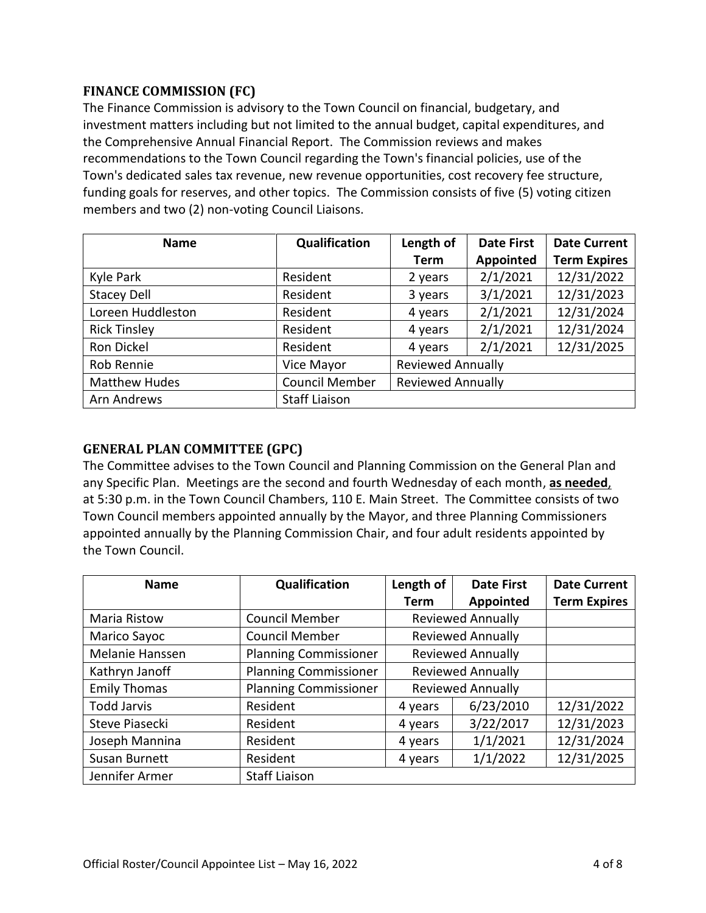## FINANCE COMMISSION (FC)

The Finance Commission is advisory to the Town Council on financial, budgetary, and investment matters including but not limited to the annual budget, capital expenditures, and the Comprehensive Annual Financial Report. The Commission reviews and makes recommendations to the Town Council regarding the Town's financial policies, use of the Town's dedicated sales tax revenue, new revenue opportunities, cost recovery fee structure, funding goals for reserves, and other topics. The Commission consists of five (5) voting citizen members and two (2) non-voting Council Liaisons.

| Name | Qualification | Length of Term | Date First Appointed | Date Current Term Expires |
|---|---|---|---|---|
| Kyle Park | Resident | 2 years | 2/1/2021 | 12/31/2022 |
| Stacey Dell | Resident | 3 years | 3/1/2021 | 12/31/2023 |
| Loreen Huddleston | Resident | 4 years | 2/1/2021 | 12/31/2024 |
| Rick Tinsley | Resident | 4 years | 2/1/2021 | 12/31/2024 |
| Ron Dickel | Resident | 4 years | 2/1/2021 | 12/31/2025 |
| Rob Rennie | Vice Mayor | Reviewed Annually | | |
| Matthew Hudes | Council Member | Reviewed Annually | | |
| Arn Andrews | Staff Liaison | | | |

## GENERAL PLAN COMMITTEE (GPC)

The Committee advises to the Town Council and Planning Commission on the General Plan and any Specific Plan. Meetings are the second and fourth Wednesday of each month, **as needed**, at 5:30 p.m. in the Town Council Chambers, 110 E. Main Street. The Committee consists of two Town Council members appointed annually by the Mayor, and three Planning Commissioners appointed annually by the Planning Commission Chair, and four adult residents appointed by the Town Council.

| Name | Qualification | Length of Term | Date First Appointed | Date Current Term Expires |
|---|---|---|---|---|
| Maria Ristow | Council Member | Reviewed Annually | | |
| Marico Sayoc | Council Member | Reviewed Annually | | |
| Melanie Hanssen | Planning Commissioner | Reviewed Annually | | |
| Kathryn Janoff | Planning Commissioner | Reviewed Annually | | |
| Emily Thomas | Planning Commissioner | Reviewed Annually | | |
| Todd Jarvis | Resident | 4 years | 6/23/2010 | 12/31/2022 |
| Steve Piasecki | Resident | 4 years | 3/22/2017 | 12/31/2023 |
| Joseph Mannina | Resident | 4 years | 1/1/2021 | 12/31/2024 |
| Susan Burnett | Resident | 4 years | 1/1/2022 | 12/31/2025 |
| Jennifer Armer | Staff Liaison | | | |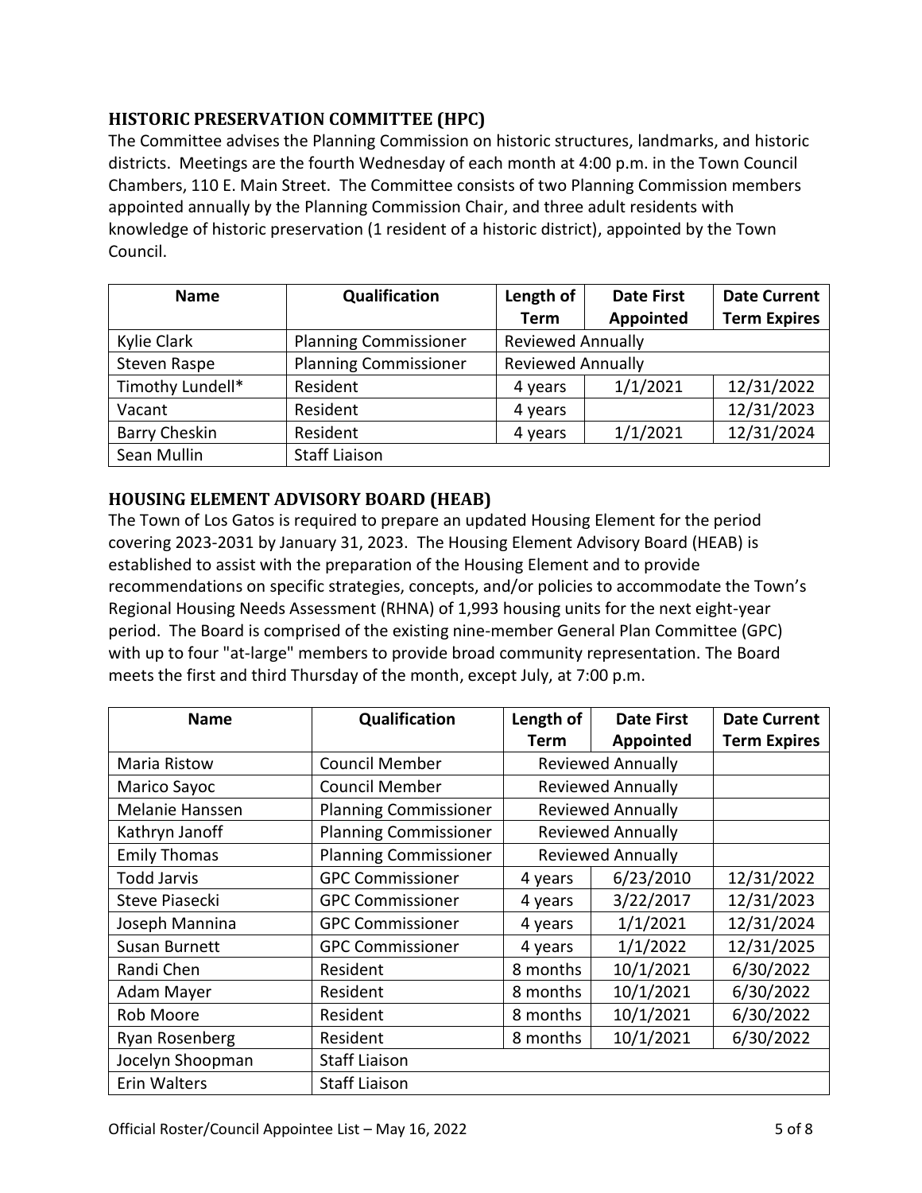## HISTORIC PRESERVATION COMMITTEE (HPC)

The Committee advises the Planning Commission on historic structures, landmarks, and historic districts. Meetings are the fourth Wednesday of each month at 4:00 p.m. in the Town Council Chambers, 110 E. Main Street. The Committee consists of two Planning Commission members appointed annually by the Planning Commission Chair, and three adult residents with knowledge of historic preservation (1 resident of a historic district), appointed by the Town Council.

| Name | Qualification | Length of Term | Date First Appointed | Date Current Term Expires |
|---|---|---|---|---|
| Kylie Clark | Planning Commissioner | Reviewed Annually | | |
| Steven Raspe | Planning Commissioner | Reviewed Annually | | |
| Timothy Lundell* | Resident | 4 years | 1/1/2021 | 12/31/2022 |
| Vacant | Resident | 4 years | | 12/31/2023 |
| Barry Cheskin | Resident | 4 years | 1/1/2021 | 12/31/2024 |
| Sean Mullin | Staff Liaison | | | |

## HOUSING ELEMENT ADVISORY BOARD (HEAB)

The Town of Los Gatos is required to prepare an updated Housing Element for the period covering 2023-2031 by January 31, 2023. The Housing Element Advisory Board (HEAB) is established to assist with the preparation of the Housing Element and to provide recommendations on specific strategies, concepts, and/or policies to accommodate the Town's Regional Housing Needs Assessment (RHNA) of 1,993 housing units for the next eight-year period. The Board is comprised of the existing nine-member General Plan Committee (GPC) with up to four "at-large" members to provide broad community representation. The Board meets the first and third Thursday of the month, except July, at 7:00 p.m.

| Name | Qualification | Length of Term | Date First Appointed | Date Current Term Expires |
|---|---|---|---|---|
| Maria Ristow | Council Member | Reviewed Annually | | |
| Marico Sayoc | Council Member | Reviewed Annually | | |
| Melanie Hanssen | Planning Commissioner | Reviewed Annually | | |
| Kathryn Janoff | Planning Commissioner | Reviewed Annually | | |
| Emily Thomas | Planning Commissioner | Reviewed Annually | | |
| Todd Jarvis | GPC Commissioner | 4 years | 6/23/2010 | 12/31/2022 |
| Steve Piasecki | GPC Commissioner | 4 years | 3/22/2017 | 12/31/2023 |
| Joseph Mannina | GPC Commissioner | 4 years | 1/1/2021 | 12/31/2024 |
| Susan Burnett | GPC Commissioner | 4 years | 1/1/2022 | 12/31/2025 |
| Randi Chen | Resident | 8 months | 10/1/2021 | 6/30/2022 |
| Adam Mayer | Resident | 8 months | 10/1/2021 | 6/30/2022 |
| Rob Moore | Resident | 8 months | 10/1/2021 | 6/30/2022 |
| Ryan Rosenberg | Resident | 8 months | 10/1/2021 | 6/30/2022 |
| Jocelyn Shoopman | Staff Liaison | | | |
| Erin Walters | Staff Liaison | | | |

Official Roster/Council Appointee List – May 16, 2022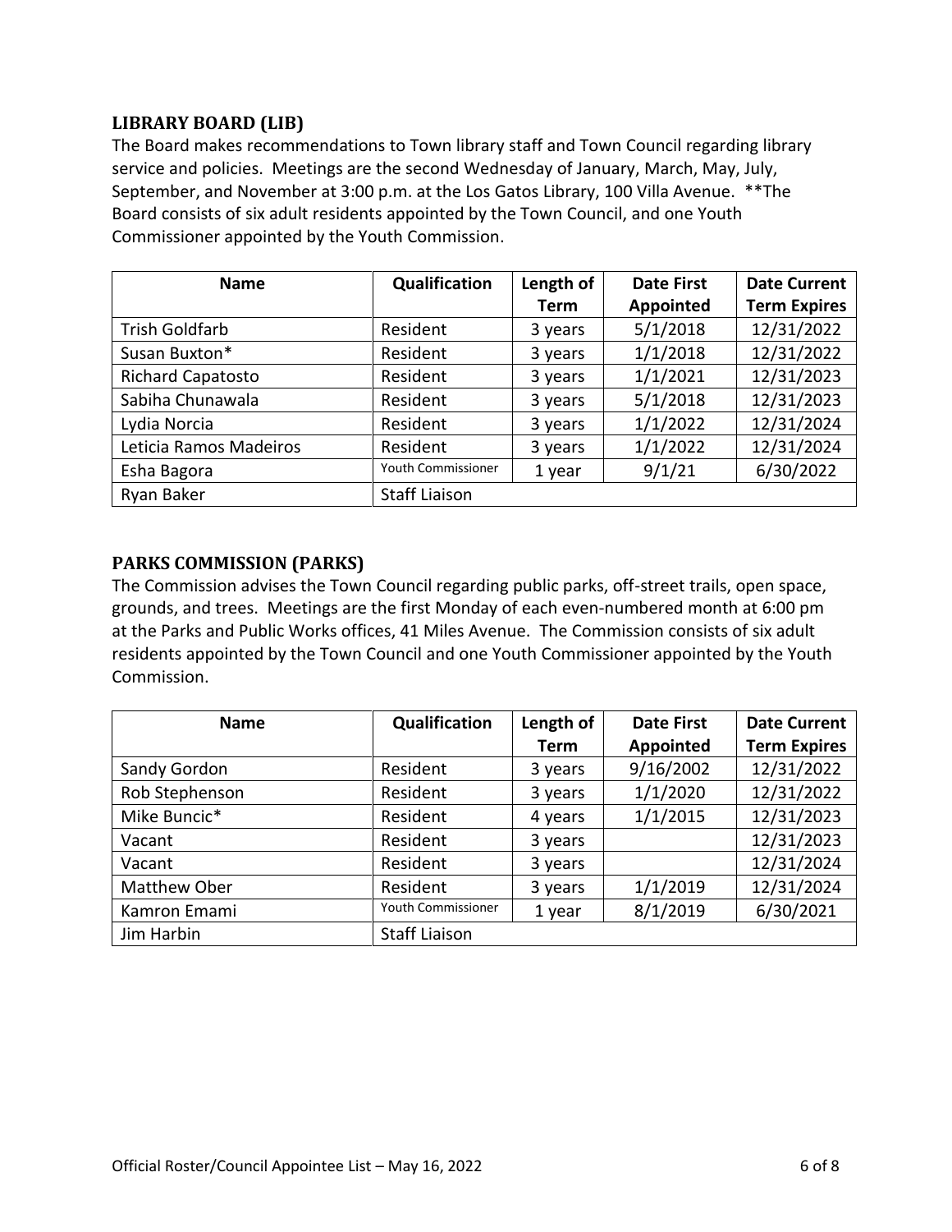## LIBRARY BOARD (LIB)

The Board makes recommendations to Town library staff and Town Council regarding library service and policies. Meetings are the second Wednesday of January, March, May, July, September, and November at 3:00 p.m. at the Los Gatos Library, 100 Villa Avenue. **The Board consists of six adult residents appointed by the Town Council, and one Youth Commissioner appointed by the Youth Commission.

| Name | Qualification | Length of Term | Date First Appointed | Date Current Term Expires |
|---|---|---|---|---|
| Trish Goldfarb | Resident | 3 years | 5/1/2018 | 12/31/2022 |
| Susan Buxton* | Resident | 3 years | 1/1/2018 | 12/31/2022 |
| Richard Capatosto | Resident | 3 years | 1/1/2021 | 12/31/2023 |
| Sabiha Chunawala | Resident | 3 years | 5/1/2018 | 12/31/2023 |
| Lydia Norcia | Resident | 3 years | 1/1/2022 | 12/31/2024 |
| Leticia Ramos Madeiros | Resident | 3 years | 1/1/2022 | 12/31/2024 |
| Esha Bagora | Youth Commissioner | 1 year | 9/1/21 | 6/30/2022 |
| Ryan Baker | Staff Liaison | | | |

## PARKS COMMISSION (PARKS)

The Commission advises the Town Council regarding public parks, off-street trails, open space, grounds, and trees. Meetings are the first Monday of each even-numbered month at 6:00 pm at the Parks and Public Works offices, 41 Miles Avenue. The Commission consists of six adult residents appointed by the Town Council and one Youth Commissioner appointed by the Youth Commission.

| Name | Qualification | Length of Term | Date First Appointed | Date Current Term Expires |
|---|---|---|---|---|
| Sandy Gordon | Resident | 3 years | 9/16/2002 | 12/31/2022 |
| Rob Stephenson | Resident | 3 years | 1/1/2020 | 12/31/2022 |
| Mike Buncic* | Resident | 4 years | 1/1/2015 | 12/31/2023 |
| Vacant | Resident | 3 years | | 12/31/2023 |
| Vacant | Resident | 3 years | | 12/31/2024 |
| Matthew Ober | Resident | 3 years | 1/1/2019 | 12/31/2024 |
| Kamron Emami | Youth Commissioner | 1 year | 8/1/2019 | 6/30/2021 |
| Jim Harbin | Staff Liaison | | | |

Official Roster/Council Appointee List – May 16, 2022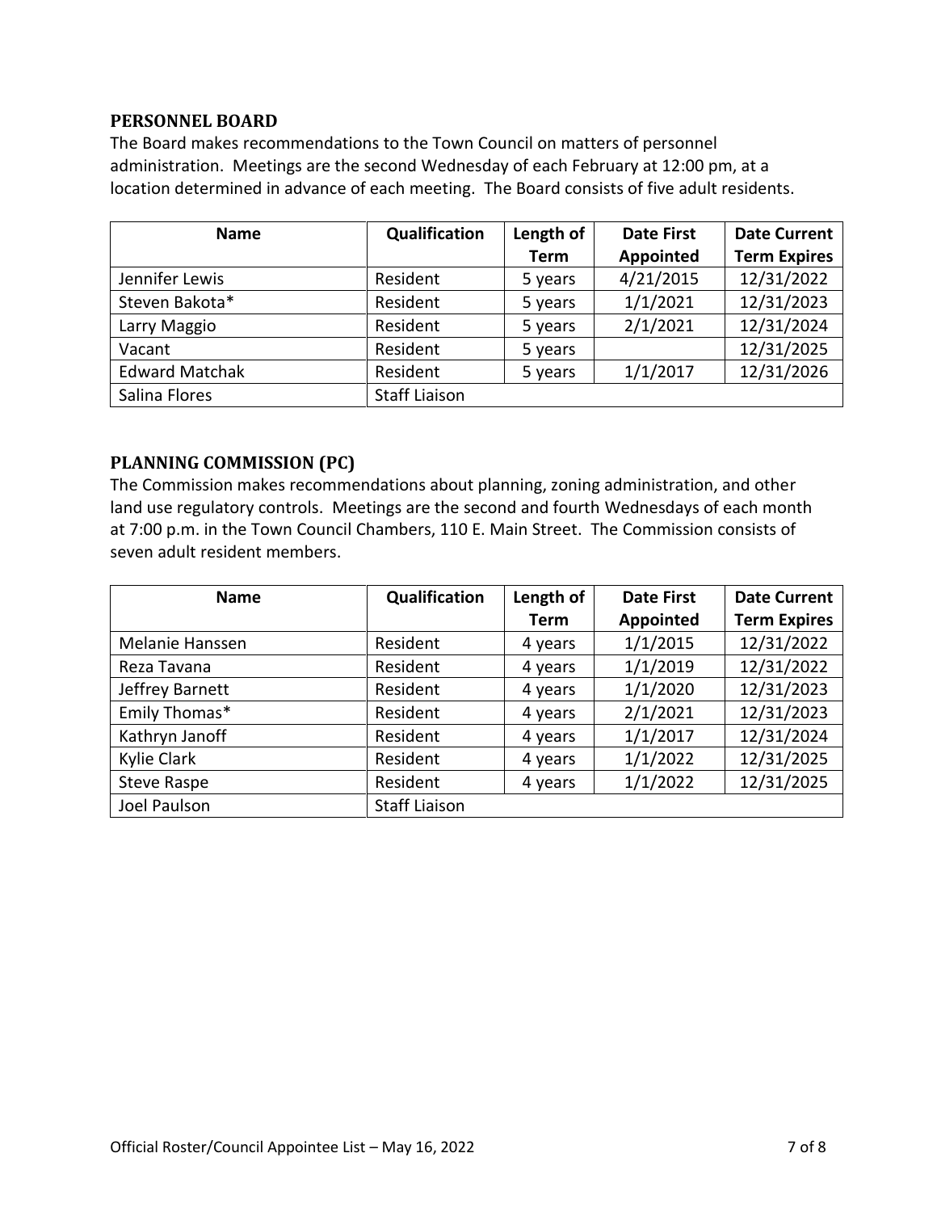## PERSONNEL BOARD

The Board makes recommendations to the Town Council on matters of personnel administration. Meetings are the second Wednesday of each February at 12:00 pm, at a location determined in advance of each meeting. The Board consists of five adult residents.

| Name | Qualification | Length of Term | Date First Appointed | Date Current Term Expires |
|---|---|---|---|---|
| Jennifer Lewis | Resident | 5 years | 4/21/2015 | 12/31/2022 |
| Steven Bakota* | Resident | 5 years | 1/1/2021 | 12/31/2023 |
| Larry Maggio | Resident | 5 years | 2/1/2021 | 12/31/2024 |
| Vacant | Resident | 5 years | | 12/31/2025 |
| Edward Matchak | Resident | 5 years | 1/1/2017 | 12/31/2026 |
| Salina Flores | Staff Liaison | | | |

## PLANNING COMMISSION (PC)

The Commission makes recommendations about planning, zoning administration, and other land use regulatory controls. Meetings are the second and fourth Wednesdays of each month at 7:00 p.m. in the Town Council Chambers, 110 E. Main Street. The Commission consists of seven adult resident members.

| Name | Qualification | Length of Term | Date First Appointed | Date Current Term Expires |
|---|---|---|---|---|
| Melanie Hanssen | Resident | 4 years | 1/1/2015 | 12/31/2022 |
| Reza Tavana | Resident | 4 years | 1/1/2019 | 12/31/2022 |
| Jeffrey Barnett | Resident | 4 years | 1/1/2020 | 12/31/2023 |
| Emily Thomas* | Resident | 4 years | 2/1/2021 | 12/31/2023 |
| Kathryn Janoff | Resident | 4 years | 1/1/2017 | 12/31/2024 |
| Kylie Clark | Resident | 4 years | 1/1/2022 | 12/31/2025 |
| Steve Raspe | Resident | 4 years | 1/1/2022 | 12/31/2025 |
| Joel Paulson | Staff Liaison | | | |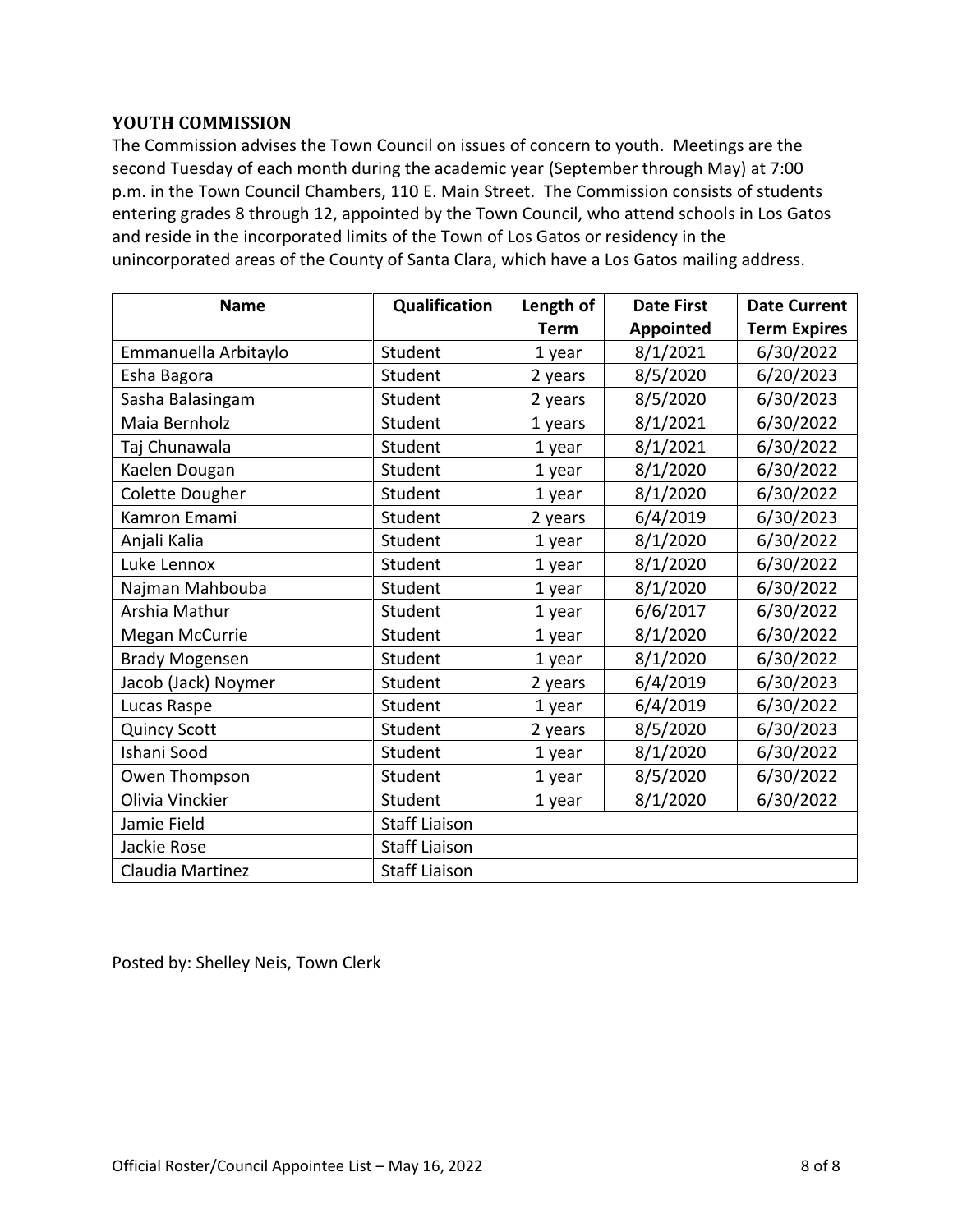## YOUTH COMMISSION

The Commission advises the Town Council on issues of concern to youth. Meetings are the second Tuesday of each month during the academic year (September through May) at 7:00 p.m. in the Town Council Chambers, 110 E. Main Street. The Commission consists of students entering grades 8 through 12, appointed by the Town Council, who attend schools in Los Gatos and reside in the incorporated limits of the Town of Los Gatos or residency in the unincorporated areas of the County of Santa Clara, which have a Los Gatos mailing address.

| Name | Qualification | Length of Term | Date First Appointed | Date Current Term Expires |
|---|---|---|---|---|
| Emmanuella Arbitaylo | Student | 1 year | 8/1/2021 | 6/30/2022 |
| Esha Bagora | Student | 2 years | 8/5/2020 | 6/20/2023 |
| Sasha Balasingam | Student | 2 years | 8/5/2020 | 6/30/2023 |
| Maia Bernholz | Student | 1 years | 8/1/2021 | 6/30/2022 |
| Taj Chunawala | Student | 1 year | 8/1/2021 | 6/30/2022 |
| Kaelen Dougan | Student | 1 year | 8/1/2020 | 6/30/2022 |
| Colette Dougher | Student | 1 year | 8/1/2020 | 6/30/2022 |
| Kamron Emami | Student | 2 years | 6/4/2019 | 6/30/2023 |
| Anjali Kalia | Student | 1 year | 8/1/2020 | 6/30/2022 |
| Luke Lennox | Student | 1 year | 8/1/2020 | 6/30/2022 |
| Najman Mahbouba | Student | 1 year | 8/1/2020 | 6/30/2022 |
| Arshia Mathur | Student | 1 year | 6/6/2017 | 6/30/2022 |
| Megan McCurrie | Student | 1 year | 8/1/2020 | 6/30/2022 |
| Brady Mogensen | Student | 1 year | 8/1/2020 | 6/30/2022 |
| Jacob (Jack) Noymer | Student | 2 years | 6/4/2019 | 6/30/2023 |
| Lucas Raspe | Student | 1 year | 6/4/2019 | 6/30/2022 |
| Quincy Scott | Student | 2 years | 8/5/2020 | 6/30/2023 |
| Ishani Sood | Student | 1 year | 8/1/2020 | 6/30/2022 |
| Owen Thompson | Student | 1 year | 8/5/2020 | 6/30/2022 |
| Olivia Vinckier | Student | 1 year | 8/1/2020 | 6/30/2022 |
| Jamie Field | Staff Liaison | | | |
| Jackie Rose | Staff Liaison | | | |
| Claudia Martinez | Staff Liaison | | | |

Posted by: Shelley Neis, Town Clerk

Official Roster/Council Appointee List – May 16, 2022